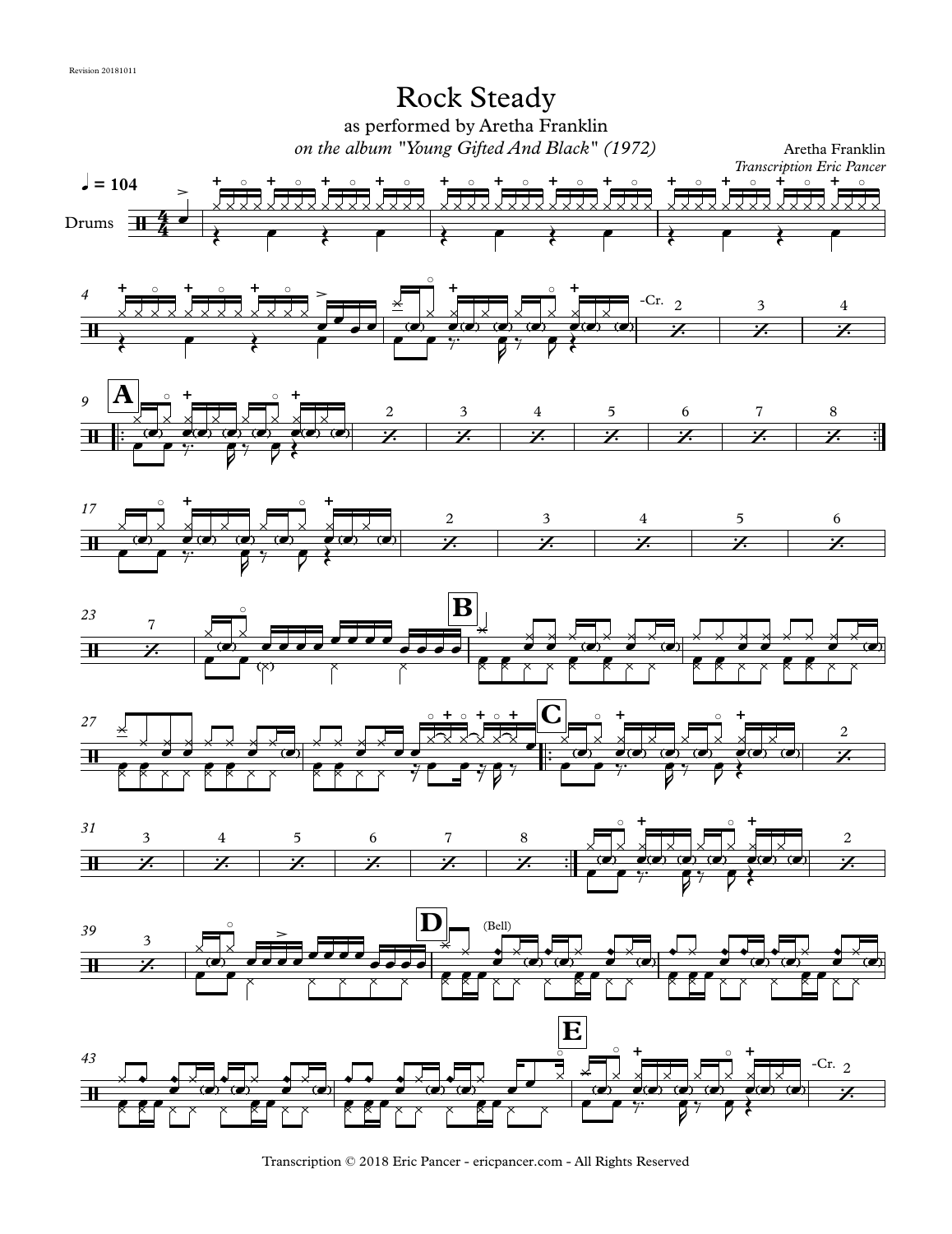Revision 20181011

# Rock Steady

as performed by Aretha Franklin

*on the album "Young Gifted And Black" (1972)*

Aretha Franklin

*Transcription Eric Pancer*

♩ = 104

Drums

Transcription © 2018 Eric Pancer - ericpancer.com - All Rights Reserved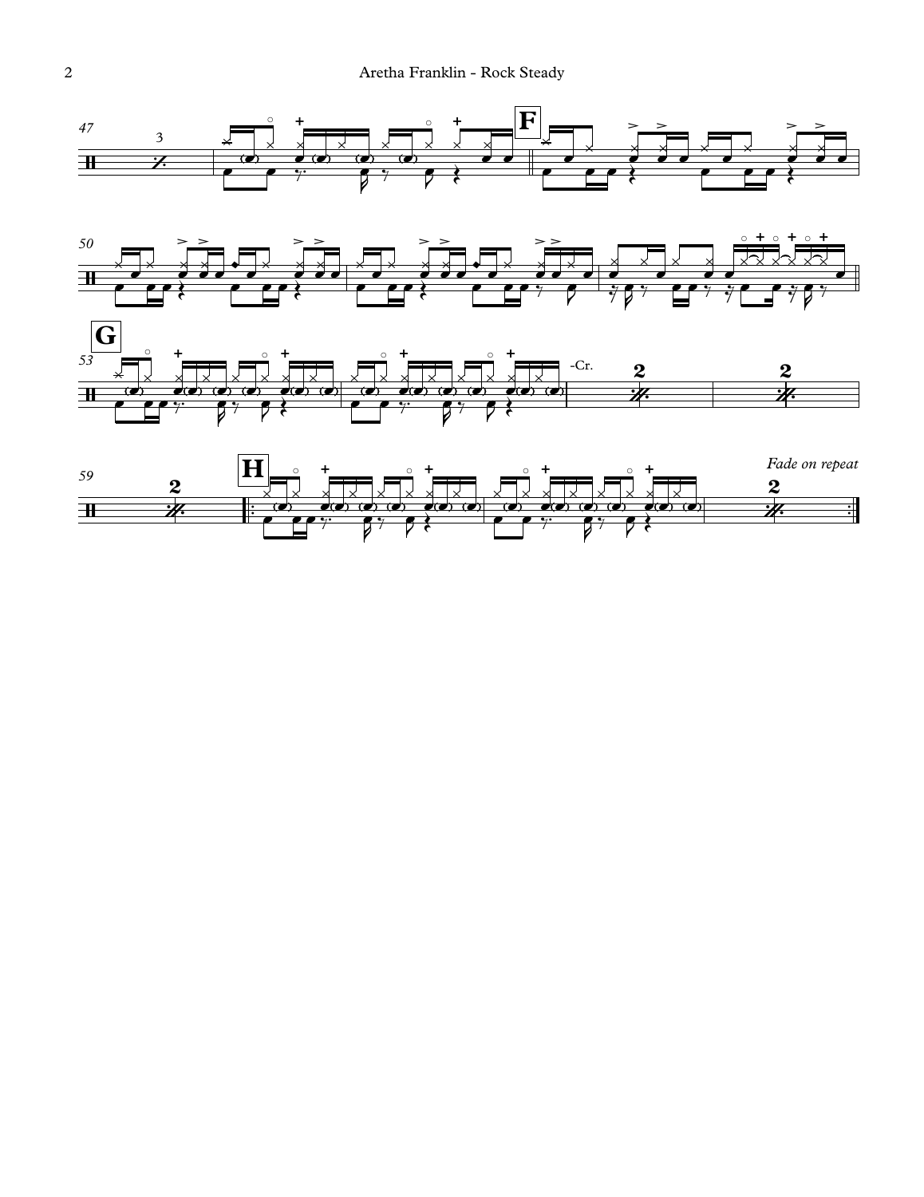47

3

F

50

G

53

-Cr.

2

2

59

2

H

*Fade on repeat*

2